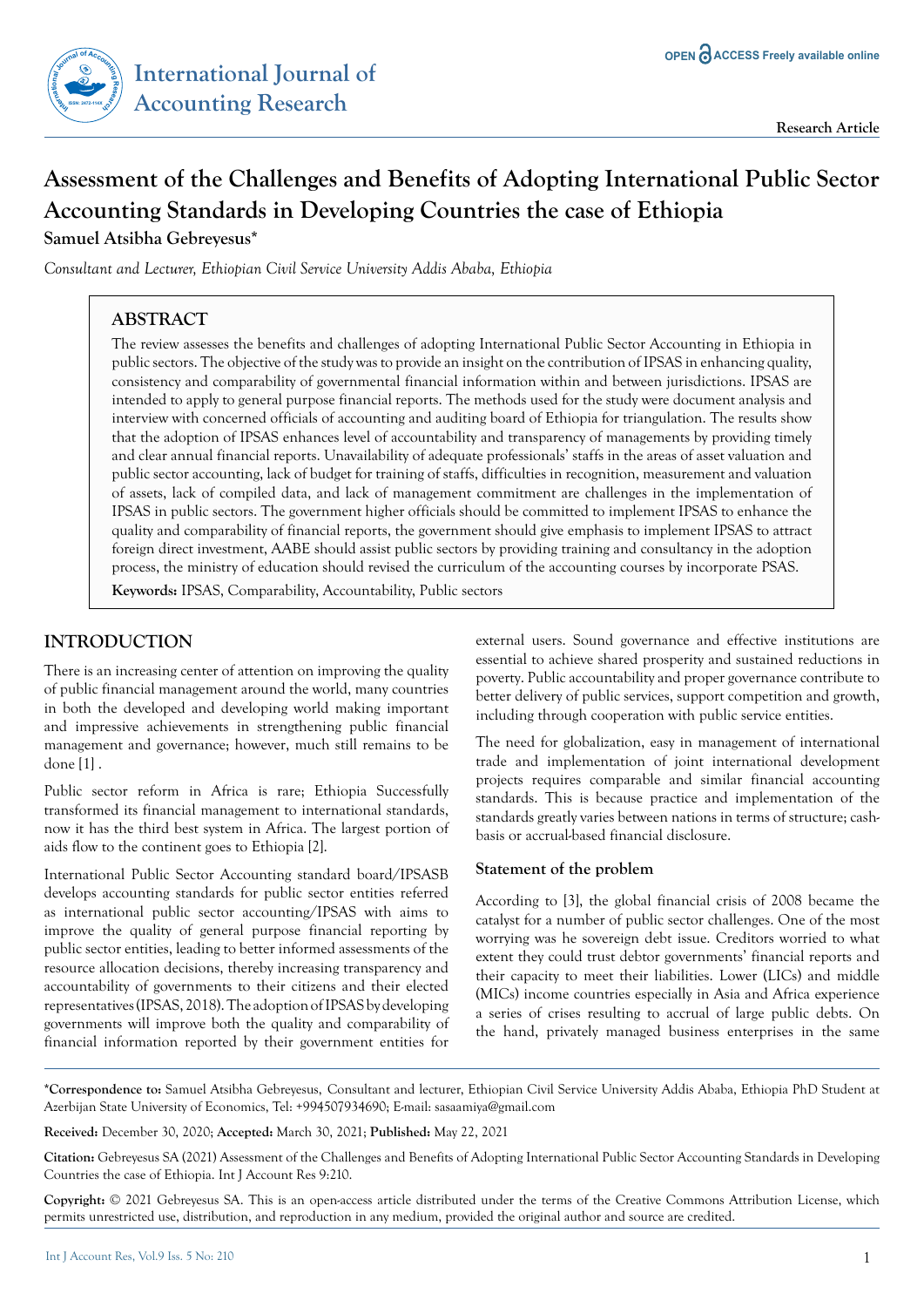# Assessment of the Challenges and Benefits of Adopting International Public Sector Accounting Standards in Developing Countries the case of Ethiopia

**Samuel Atsibha Gebreyesus***

*Consultant and Lecturer, Ethiopian Civil Service University Addis Ababa, Ethiopia*

## ABSTRACT

The review assesses the benefits and challenges of adopting International Public Sector Accounting in Ethiopia in public sectors. The objective of the study was to provide an insight on the contribution of IPSAS in enhancing quality, consistency and comparability of governmental financial information within and between jurisdictions. IPSAS are intended to apply to general purpose financial reports. The methods used for the study were document analysis and interview with concerned officials of accounting and auditing board of Ethiopia for triangulation. The results show that the adoption of IPSAS enhances level of accountability and transparency of managements by providing timely and clear annual financial reports. Unavailability of adequate professionals' staffs in the areas of asset valuation and public sector accounting, lack of budget for training of staffs, difficulties in recognition, measurement and valuation of assets, lack of compiled data, and lack of management commitment are challenges in the implementation of IPSAS in public sectors. The government higher officials should be committed to implement IPSAS to enhance the quality and comparability of financial reports, the government should give emphasis to implement IPSAS to attract foreign direct investment, AABE should assist public sectors by providing training and consultancy in the adoption process, the ministry of education should revised the curriculum of the accounting courses by incorporate PSAS.

**Keywords:** IPSAS, Comparability, Accountability, Public sectors

## INTRODUCTION

There is an increasing center of attention on improving the quality of public financial management around the world, many countries in both the developed and developing world making important and impressive achievements in strengthening public financial management and governance; however, much still remains to be done [1] .

Public sector reform in Africa is rare; Ethiopia Successfully transformed its financial management to international standards, now it has the third best system in Africa. The largest portion of aids flow to the continent goes to Ethiopia [2].

International Public Sector Accounting standard board/IPSASB develops accounting standards for public sector entities referred as international public sector accounting/IPSAS with aims to improve the quality of general purpose financial reporting by public sector entities, leading to better informed assessments of the resource allocation decisions, thereby increasing transparency and accountability of governments to their citizens and their elected representatives (IPSAS, 2018). The adoption of IPSAS by developing governments will improve both the quality and comparability of financial information reported by their government entities for external users. Sound governance and effective institutions are essential to achieve shared prosperity and sustained reductions in poverty. Public accountability and proper governance contribute to better delivery of public services, support competition and growth, including through cooperation with public service entities.

The need for globalization, easy in management of international trade and implementation of joint international development projects requires comparable and similar financial accounting standards. This is because practice and implementation of the standards greatly varies between nations in terms of structure; cash-basis or accrual-based financial disclosure.

### Statement of the problem

According to [3], the global financial crisis of 2008 became the catalyst for a number of public sector challenges. One of the most worrying was he sovereign debt issue. Creditors worried to what extent they could trust debtor governments' financial reports and their capacity to meet their liabilities. Lower (LICs) and middle (MICs) income countries especially in Asia and Africa experience a series of crises resulting to accrual of large public debts. On the hand, privately managed business enterprises in the same

---

***Correspondence to:** Samuel Atsibha Gebreyesus, Consultant and lecturer, Ethiopian Civil Service University Addis Ababa, Ethiopia PhD Student at Azerbijan State University of Economics, Tel: +994507934690; E-mail: sasaamiya@gmail.com

**Received:** December 30, 2020; **Accepted:** March 30, 2021; **Published:** May 22, 2021

**Citation:** Gebreyesus SA (2021) Assessment of the Challenges and Benefits of Adopting International Public Sector Accounting Standards in Developing Countries the case of Ethiopia. Int J Account Res 9:210.

**Copyright:** © 2021 Gebreyesus SA. This is an open-access article distributed under the terms of the Creative Commons Attribution License, which permits unrestricted use, distribution, and reproduction in any medium, provided the original author and source are credited.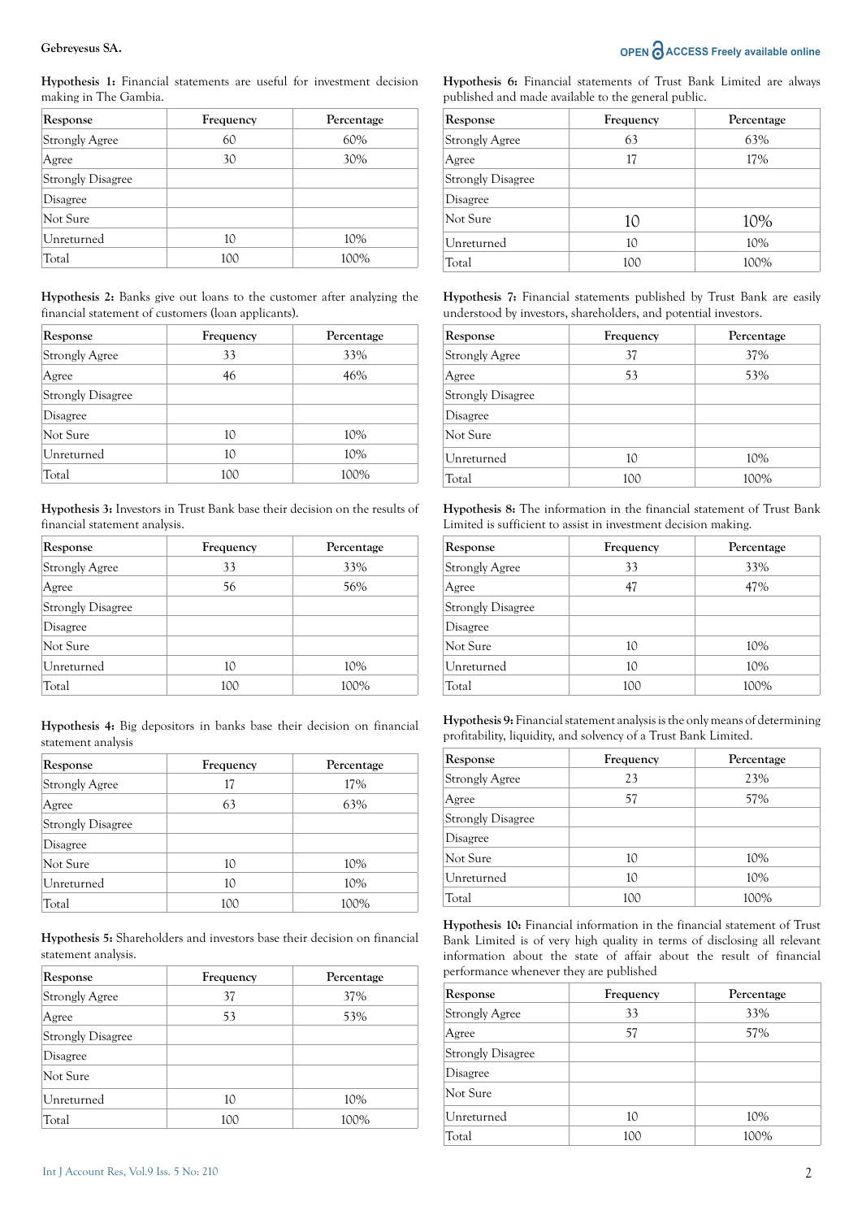**Hypothesis 1:** Financial statements are useful for investment decision making in The Gambia.

| Response | Frequency | Percentage |
|---|---|---|
| Strongly Agree | 60 | 60% |
| Agree | 30 | 30% |
| Strongly Disagree | | |
| Disagree | | |
| Not Sure | | |
| Unreturned | 10 | 10% |
| Total | 100 | 100% |

**Hypothesis 2:** Banks give out loans to the customer after analyzing the financial statement of customers (loan applicants).

| Response | Frequency | Percentage |
|---|---|---|
| Strongly Agree | 33 | 33% |
| Agree | 46 | 46% |
| Strongly Disagree | | |
| Disagree | | |
| Not Sure | 10 | 10% |
| Unreturned | 10 | 10% |
| Total | 100 | 100% |

**Hypothesis 3:** Investors in Trust Bank base their decision on the results of financial statement analysis.

| Response | Frequency | Percentage |
|---|---|---|
| Strongly Agree | 33 | 33% |
| Agree | 56 | 56% |
| Strongly Disagree | | |
| Disagree | | |
| Not Sure | | |
| Unreturned | 10 | 10% |
| Total | 100 | 100% |

**Hypothesis 4:** Big depositors in banks base their decision on financial statement analysis

| Response | Frequency | Percentage |
|---|---|---|
| Strongly Agree | 17 | 17% |
| Agree | 63 | 63% |
| Strongly Disagree | | |
| Disagree | | |
| Not Sure | 10 | 10% |
| Unreturned | 10 | 10% |
| Total | 100 | 100% |

**Hypothesis 5:** Shareholders and investors base their decision on financial statement analysis.

| Response | Frequency | Percentage |
|---|---|---|
| Strongly Agree | 37 | 37% |
| Agree | 53 | 53% |
| Strongly Disagree | | |
| Disagree | | |
| Not Sure | | |
| Unreturned | 10 | 10% |
| Total | 100 | 100% |

**Hypothesis 6:** Financial statements of Trust Bank Limited are always published and made available to the general public.

| Response | Frequency | Percentage |
|---|---|---|
| Strongly Agree | 63 | 63% |
| Agree | 17 | 17% |
| Strongly Disagree | | |
| Disagree | | |
| Not Sure | 10 | 10% |
| Unreturned | 10 | 10% |
| Total | 100 | 100% |

**Hypothesis 7:** Financial statements published by Trust Bank are easily understood by investors, shareholders, and potential investors.

| Response | Frequency | Percentage |
|---|---|---|
| Strongly Agree | 37 | 37% |
| Agree | 53 | 53% |
| Strongly Disagree | | |
| Disagree | | |
| Not Sure | | |
| Unreturned | 10 | 10% |
| Total | 100 | 100% |

**Hypothesis 8:** The information in the financial statement of Trust Bank Limited is sufficient to assist in investment decision making.

| Response | Frequency | Percentage |
|---|---|---|
| Strongly Agree | 33 | 33% |
| Agree | 47 | 47% |
| Strongly Disagree | | |
| Disagree | | |
| Not Sure | 10 | 10% |
| Unreturned | 10 | 10% |
| Total | 100 | 100% |

**Hypothesis 9:** Financial statement analysis is the only means of determining profitability, liquidity, and solvency of a Trust Bank Limited.

| Response | Frequency | Percentage |
|---|---|---|
| Strongly Agree | 23 | 23% |
| Agree | 57 | 57% |
| Strongly Disagree | | |
| Disagree | | |
| Not Sure | 10 | 10% |
| Unreturned | 10 | 10% |
| Total | 100 | 100% |

**Hypothesis 10:** Financial information in the financial statement of Trust Bank Limited is of very high quality in terms of disclosing all relevant information about the state of affair about the result of financial performance whenever they are published

| Response | Frequency | Percentage |
|---|---|---|
| Strongly Agree | 33 | 33% |
| Agree | 57 | 57% |
| Strongly Disagree | | |
| Disagree | | |
| Not Sure | | |
| Unreturned | 10 | 10% |
| Total | 100 | 100% |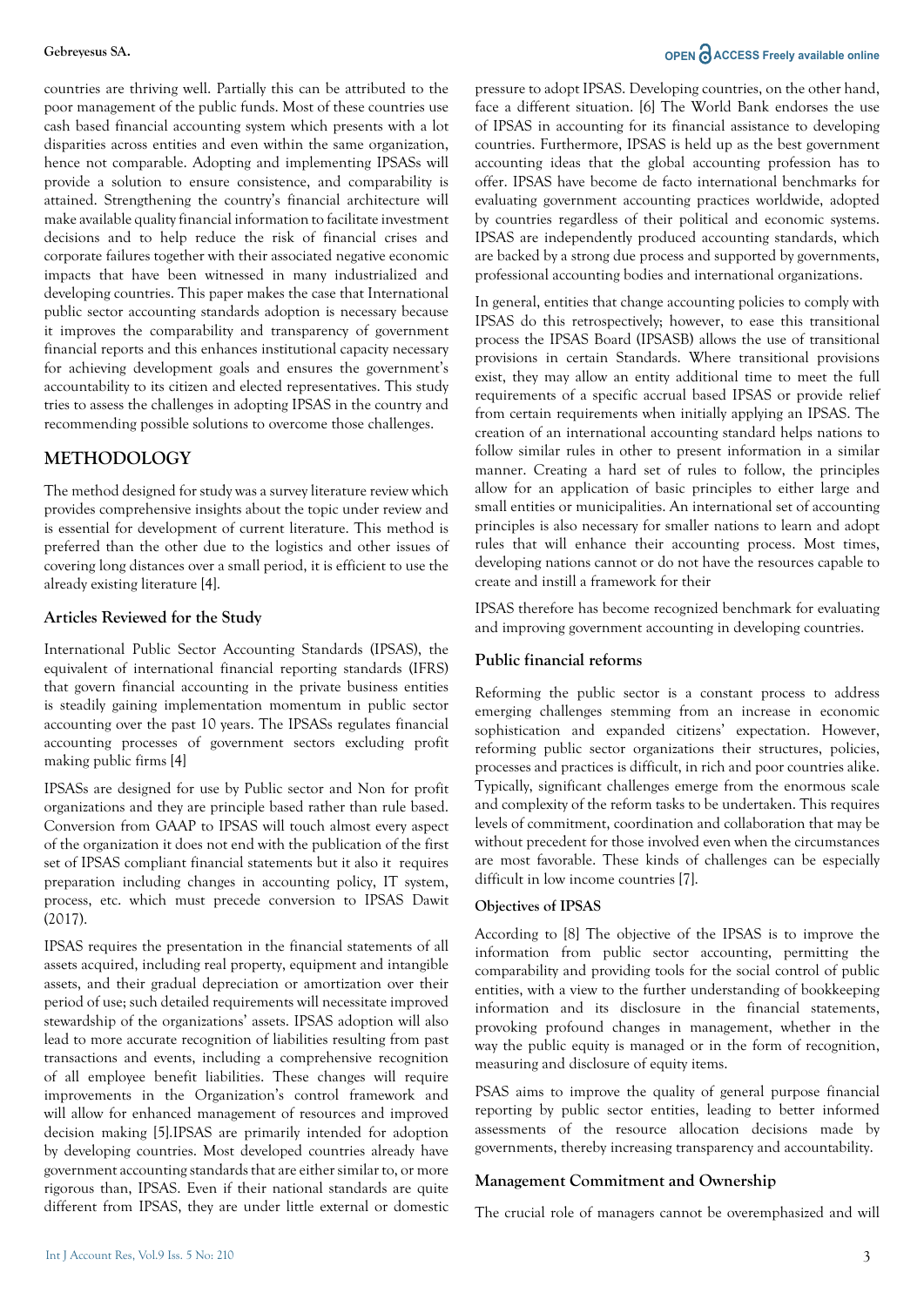countries are thriving well. Partially this can be attributed to the poor management of the public funds. Most of these countries use cash based financial accounting system which presents with a lot disparities across entities and even within the same organization, hence not comparable. Adopting and implementing IPSASs will provide a solution to ensure consistence, and comparability is attained. Strengthening the country's financial architecture will make available quality financial information to facilitate investment decisions and to help reduce the risk of financial crises and corporate failures together with their associated negative economic impacts that have been witnessed in many industrialized and developing countries. This paper makes the case that International public sector accounting standards adoption is necessary because it improves the comparability and transparency of government financial reports and this enhances institutional capacity necessary for achieving development goals and ensures the government's accountability to its citizen and elected representatives. This study tries to assess the challenges in adopting IPSAS in the country and recommending possible solutions to overcome those challenges.

## METHODOLOGY

The method designed for study was a survey literature review which provides comprehensive insights about the topic under review and is essential for development of current literature. This method is preferred than the other due to the logistics and other issues of covering long distances over a small period, it is efficient to use the already existing literature [4].

### Articles Reviewed for the Study

International Public Sector Accounting Standards (IPSAS), the equivalent of international financial reporting standards (IFRS) that govern financial accounting in the private business entities is steadily gaining implementation momentum in public sector accounting over the past 10 years. The IPSASs regulates financial accounting processes of government sectors excluding profit making public firms [4]

IPSASs are designed for use by Public sector and Non for profit organizations and they are principle based rather than rule based. Conversion from GAAP to IPSAS will touch almost every aspect of the organization it does not end with the publication of the first set of IPSAS compliant financial statements but it also it requires preparation including changes in accounting policy, IT system, process, etc. which must precede conversion to IPSAS Dawit (2017).

IPSAS requires the presentation in the financial statements of all assets acquired, including real property, equipment and intangible assets, and their gradual depreciation or amortization over their period of use; such detailed requirements will necessitate improved stewardship of the organizations' assets. IPSAS adoption will also lead to more accurate recognition of liabilities resulting from past transactions and events, including a comprehensive recognition of all employee benefit liabilities. These changes will require improvements in the Organization's control framework and will allow for enhanced management of resources and improved decision making [5].IPSAS are primarily intended for adoption by developing countries. Most developed countries already have government accounting standards that are either similar to, or more rigorous than, IPSAS. Even if their national standards are quite different from IPSAS, they are under little external or domestic pressure to adopt IPSAS. Developing countries, on the other hand, face a different situation. [6] The World Bank endorses the use of IPSAS in accounting for its financial assistance to developing countries. Furthermore, IPSAS is held up as the best government accounting ideas that the global accounting profession has to offer. IPSAS have become de facto international benchmarks for evaluating government accounting practices worldwide, adopted by countries regardless of their political and economic systems. IPSAS are independently produced accounting standards, which are backed by a strong due process and supported by governments, professional accounting bodies and international organizations.

In general, entities that change accounting policies to comply with IPSAS do this retrospectively; however, to ease this transitional process the IPSAS Board (IPSASB) allows the use of transitional provisions in certain Standards. Where transitional provisions exist, they may allow an entity additional time to meet the full requirements of a specific accrual based IPSAS or provide relief from certain requirements when initially applying an IPSAS. The creation of an international accounting standard helps nations to follow similar rules in other to present information in a similar manner. Creating a hard set of rules to follow, the principles allow for an application of basic principles to either large and small entities or municipalities. An international set of accounting principles is also necessary for smaller nations to learn and adopt rules that will enhance their accounting process. Most times, developing nations cannot or do not have the resources capable to create and instill a framework for their

IPSAS therefore has become recognized benchmark for evaluating and improving government accounting in developing countries.

### Public financial reforms

Reforming the public sector is a constant process to address emerging challenges stemming from an increase in economic sophistication and expanded citizens' expectation. However, reforming public sector organizations their structures, policies, processes and practices is difficult, in rich and poor countries alike. Typically, significant challenges emerge from the enormous scale and complexity of the reform tasks to be undertaken. This requires levels of commitment, coordination and collaboration that may be without precedent for those involved even when the circumstances are most favorable. These kinds of challenges can be especially difficult in low income countries [7].

#### Objectives of IPSAS

According to [8] The objective of the IPSAS is to improve the information from public sector accounting, permitting the comparability and providing tools for the social control of public entities, with a view to the further understanding of bookkeeping information and its disclosure in the financial statements, provoking profound changes in management, whether in the way the public equity is managed or in the form of recognition, measuring and disclosure of equity items.

PSAS aims to improve the quality of general purpose financial reporting by public sector entities, leading to better informed assessments of the resource allocation decisions made by governments, thereby increasing transparency and accountability.

### Management Commitment and Ownership

The crucial role of managers cannot be overemphasized and will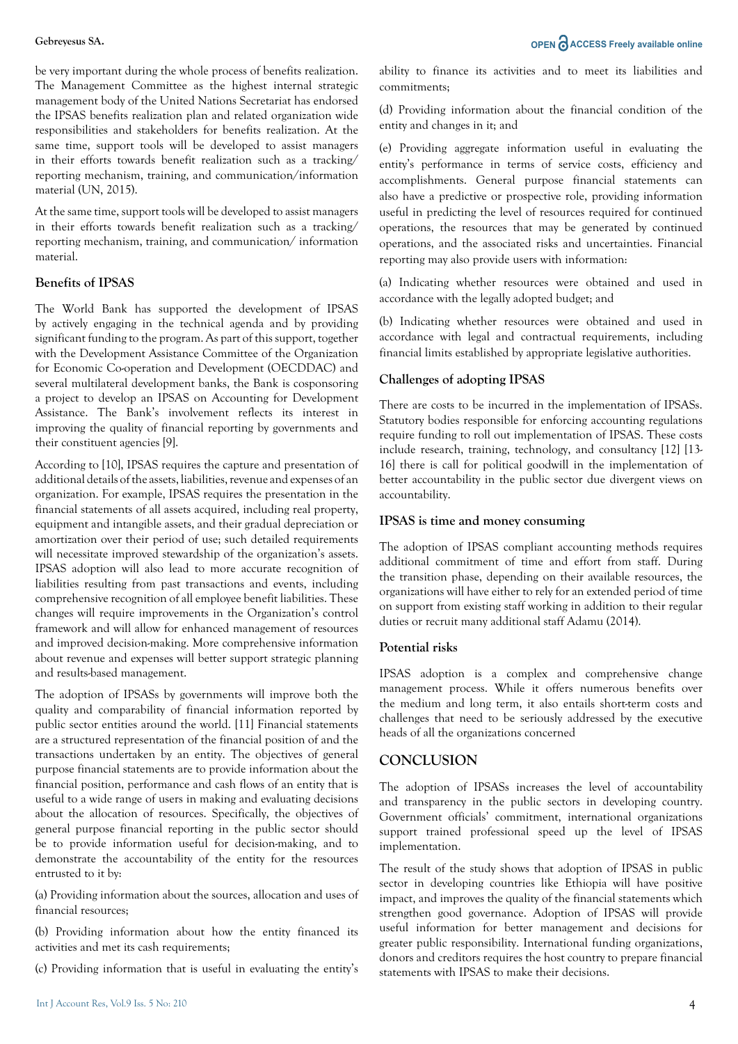be very important during the whole process of benefits realization. The Management Committee as the highest internal strategic management body of the United Nations Secretariat has endorsed the IPSAS benefits realization plan and related organization wide responsibilities and stakeholders for benefits realization. At the same time, support tools will be developed to assist managers in their efforts towards benefit realization such as a tracking/ reporting mechanism, training, and communication/information material (UN, 2015).

At the same time, support tools will be developed to assist managers in their efforts towards benefit realization such as a tracking/ reporting mechanism, training, and communication/ information material.

### Benefits of IPSAS

The World Bank has supported the development of IPSAS by actively engaging in the technical agenda and by providing significant funding to the program. As part of this support, together with the Development Assistance Committee of the Organization for Economic Co-operation and Development (OECDDAC) and several multilateral development banks, the Bank is cosponsoring a project to develop an IPSAS on Accounting for Development Assistance. The Bank's involvement reflects its interest in improving the quality of financial reporting by governments and their constituent agencies [9].

According to [10], IPSAS requires the capture and presentation of additional details of the assets, liabilities, revenue and expenses of an organization. For example, IPSAS requires the presentation in the financial statements of all assets acquired, including real property, equipment and intangible assets, and their gradual depreciation or amortization over their period of use; such detailed requirements will necessitate improved stewardship of the organization's assets. IPSAS adoption will also lead to more accurate recognition of liabilities resulting from past transactions and events, including comprehensive recognition of all employee benefit liabilities. These changes will require improvements in the Organization's control framework and will allow for enhanced management of resources and improved decision-making. More comprehensive information about revenue and expenses will better support strategic planning and results-based management.

The adoption of IPSASs by governments will improve both the quality and comparability of financial information reported by public sector entities around the world. [11] Financial statements are a structured representation of the financial position of and the transactions undertaken by an entity. The objectives of general purpose financial statements are to provide information about the financial position, performance and cash flows of an entity that is useful to a wide range of users in making and evaluating decisions about the allocation of resources. Specifically, the objectives of general purpose financial reporting in the public sector should be to provide information useful for decision-making, and to demonstrate the accountability of the entity for the resources entrusted to it by:

(a) Providing information about the sources, allocation and uses of financial resources;

(b) Providing information about how the entity financed its activities and met its cash requirements;

(c) Providing information that is useful in evaluating the entity's ability to finance its activities and to meet its liabilities and commitments;

(d) Providing information about the financial condition of the entity and changes in it; and

(e) Providing aggregate information useful in evaluating the entity's performance in terms of service costs, efficiency and accomplishments. General purpose financial statements can also have a predictive or prospective role, providing information useful in predicting the level of resources required for continued operations, the resources that may be generated by continued operations, and the associated risks and uncertainties. Financial reporting may also provide users with information:

(a) Indicating whether resources were obtained and used in accordance with the legally adopted budget; and

(b) Indicating whether resources were obtained and used in accordance with legal and contractual requirements, including financial limits established by appropriate legislative authorities.

### Challenges of adopting IPSAS

There are costs to be incurred in the implementation of IPSASs. Statutory bodies responsible for enforcing accounting regulations require funding to roll out implementation of IPSAS. These costs include research, training, technology, and consultancy [12] [13-16] there is call for political goodwill in the implementation of better accountability in the public sector due divergent views on accountability.

### IPSAS is time and money consuming

The adoption of IPSAS compliant accounting methods requires additional commitment of time and effort from staff. During the transition phase, depending on their available resources, the organizations will have either to rely for an extended period of time on support from existing staff working in addition to their regular duties or recruit many additional staff Adamu (2014).

### Potential risks

IPSAS adoption is a complex and comprehensive change management process. While it offers numerous benefits over the medium and long term, it also entails short-term costs and challenges that need to be seriously addressed by the executive heads of all the organizations concerned

## CONCLUSION

The adoption of IPSASs increases the level of accountability and transparency in the public sectors in developing country. Government officials' commitment, international organizations support trained professional speed up the level of IPSAS implementation.

The result of the study shows that adoption of IPSAS in public sector in developing countries like Ethiopia will have positive impact, and improves the quality of the financial statements which strengthen good governance. Adoption of IPSAS will provide useful information for better management and decisions for greater public responsibility. International funding organizations, donors and creditors requires the host country to prepare financial statements with IPSAS to make their decisions.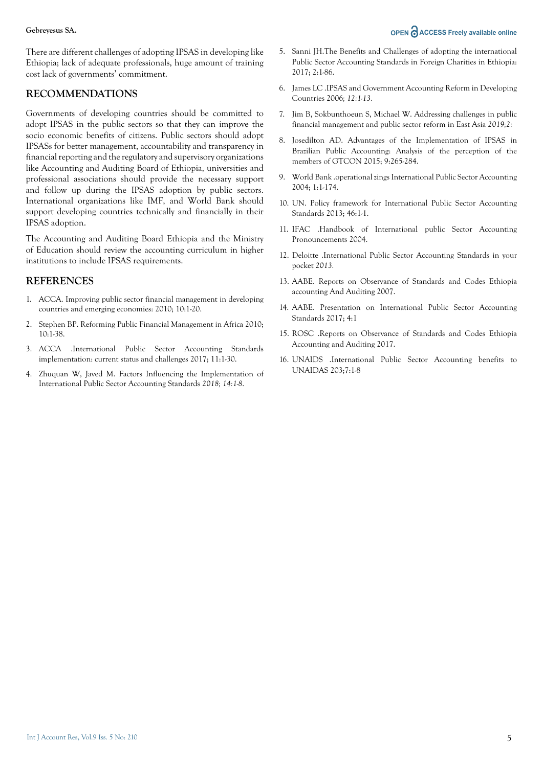There are different challenges of adopting IPSAS in developing like Ethiopia; lack of adequate professionals, huge amount of training cost lack of governments' commitment.

## RECOMMENDATIONS

Governments of developing countries should be committed to adopt IPSAS in the public sectors so that they can improve the socio economic benefits of citizens. Public sectors should adopt IPSASs for better management, accountability and transparency in financial reporting and the regulatory and supervisory organizations like Accounting and Auditing Board of Ethiopia, universities and professional associations should provide the necessary support and follow up during the IPSAS adoption by public sectors. International organizations like IMF, and World Bank should support developing countries technically and financially in their IPSAS adoption.

The Accounting and Auditing Board Ethiopia and the Ministry of Education should review the accounting curriculum in higher institutions to include IPSAS requirements.

## REFERENCES

1. ACCA. Improving public sector financial management in developing countries and emerging economies: 2010; 10:1-20.
2. Stephen BP. Reforming Public Financial Management in Africa 2010; 10:1-38.
3. ACCA .International Public Sector Accounting Standards implementation: current status and challenges 2017; 11:1-30.
4. Zhuquan W, Javed M. Factors Influencing the Implementation of International Public Sector Accounting Standards *2018; 14:1-8.*
5. Sanni JH.The Benefits and Challenges of adopting the international Public Sector Accounting Standards in Foreign Charities in Ethiopia: 2017; 2:1-86.
6. James LC .IPSAS and Government Accounting Reform in Developing Countries 2006; *12:1-13.*
7. Jim B, Sokbunthoeun S, Michael W. Addressing challenges in public financial management and public sector reform in East Asia *2019;2:*
8. Josedilton AD. Advantages of the Implementation of IPSAS in Brazilian Public Accounting: Analysis of the perception of the members of GTCON 2015; 9:265-284.
9. World Bank .operational zings International Public Sector Accounting 2004; 1:1-174.
10. UN. Policy framework for International Public Sector Accounting Standards 2013; 46:1-1.
11. IFAC .Handbook of International public Sector Accounting Pronouncements 2004.
12. Deloitte .International Public Sector Accounting Standards in your pocket *2013.*
13. AABE. Reports on Observance of Standards and Codes Ethiopia accounting And Auditing 2007.
14. AABE. Presentation on International Public Sector Accounting Standards 2017; 4:1
15. ROSC .Reports on Observance of Standards and Codes Ethiopia Accounting and Auditing 2017.
16. UNAIDS .International Public Sector Accounting benefits to UNAIDAS 203;7:1-8